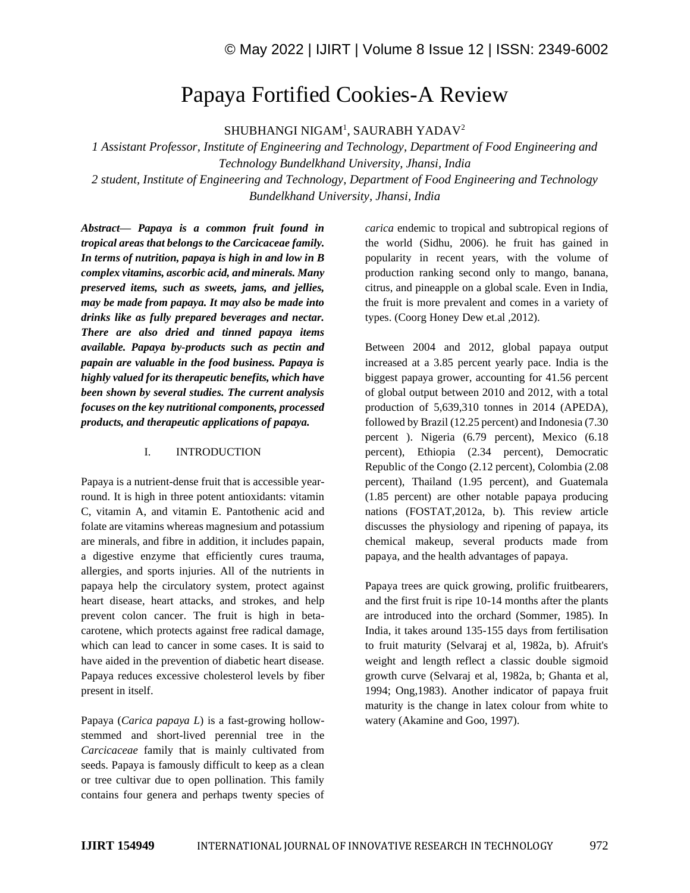# Papaya Fortified Cookies-A Review

SHUBHANGI NIGAM[1], SAURABH YADAV[2]

*1 Assistant Professor, Institute of Engineering and Technology, Department of Food Engineering and Technology Bundelkhand University, Jhansi, India*

*2 student, Institute of Engineering and Technology, Department of Food Engineering and Technology Bundelkhand University, Jhansi, India*

***Abstract— Papaya is a common fruit found in tropical areas that belongs to the Carcicaceae family. In terms of nutrition, papaya is high in and low in B complex vitamins, ascorbic acid, and minerals. Many preserved items, such as sweets, jams, and jellies, may be made from papaya. It may also be made into drinks like as fully prepared beverages and nectar. There are also dried and tinned papaya items available. Papaya by-products such as pectin and papain are valuable in the food business. Papaya is highly valued for its therapeutic benefits, which have been shown by several studies. The current analysis focuses on the key nutritional components, processed products, and therapeutic applications of papaya.***

## I. INTRODUCTION

Papaya is a nutrient-dense fruit that is accessible year-round. It is high in three potent antioxidants: vitamin C, vitamin A, and vitamin E. Pantothenic acid and folate are vitamins whereas magnesium and potassium are minerals, and fibre in addition, it includes papain, a digestive enzyme that efficiently cures trauma, allergies, and sports injuries. All of the nutrients in papaya help the circulatory system, protect against heart disease, heart attacks, and strokes, and help prevent colon cancer. The fruit is high in beta-carotene, which protects against free radical damage, which can lead to cancer in some cases. It is said to have aided in the prevention of diabetic heart disease. Papaya reduces excessive cholesterol levels by fiber present in itself.

Papaya (*Carica papaya L*) is a fast-growing hollow-stemmed and short-lived perennial tree in the *Carcicaceae* family that is mainly cultivated from seeds. Papaya is famously difficult to keep as a clean or tree cultivar due to open pollination. This family contains four genera and perhaps twenty species of *carica* endemic to tropical and subtropical regions of the world (Sidhu, 2006). he fruit has gained in popularity in recent years, with the volume of production ranking second only to mango, banana, citrus, and pineapple on a global scale. Even in India, the fruit is more prevalent and comes in a variety of types. (Coorg Honey Dew et.al ,2012).

Between 2004 and 2012, global papaya output increased at a 3.85 percent yearly pace. India is the biggest papaya grower, accounting for 41.56 percent of global output between 2010 and 2012, with a total production of 5,639,310 tonnes in 2014 (APEDA), followed by Brazil (12.25 percent) and Indonesia (7.30 percent ). Nigeria (6.79 percent), Mexico (6.18 percent), Ethiopia (2.34 percent), Democratic Republic of the Congo (2.12 percent), Colombia (2.08 percent), Thailand (1.95 percent), and Guatemala (1.85 percent) are other notable papaya producing nations (FOSTAT,2012a, b). This review article discusses the physiology and ripening of papaya, its chemical makeup, several products made from papaya, and the health advantages of papaya.

Papaya trees are quick growing, prolific fruitbearers, and the first fruit is ripe 10-14 months after the plants are introduced into the orchard (Sommer, 1985). In India, it takes around 135-155 days from fertilisation to fruit maturity (Selvaraj et al, 1982a, b). Afruit's weight and length reflect a classic double sigmoid growth curve (Selvaraj et al, 1982a, b; Ghanta et al, 1994; Ong,1983). Another indicator of papaya fruit maturity is the change in latex colour from white to watery (Akamine and Goo, 1997).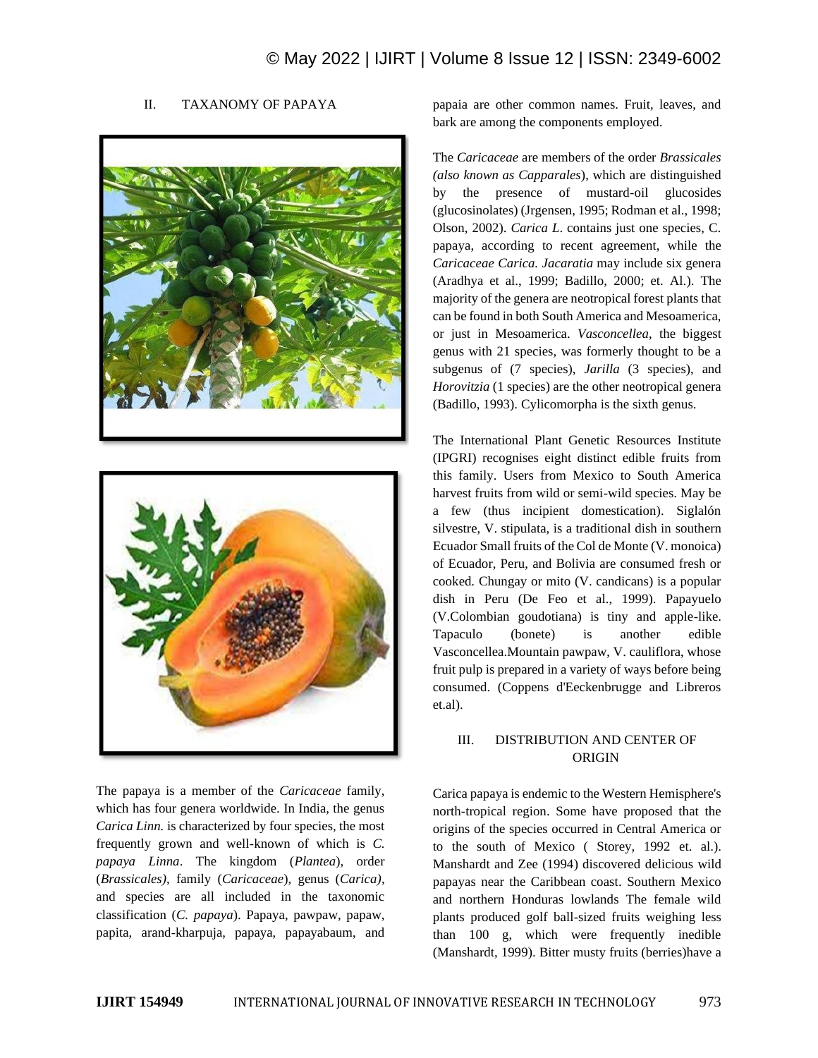## II. TAXANOMY OF PAPAYA

The papaya is a member of the *Caricaceae* family, which has four genera worldwide. In India, the genus *Carica Linn.* is characterized by four species, the most frequently grown and well-known of which is *C. papaya Linna*. The kingdom (*Plantea*), order (*Brassicales)*, family (*Caricaceae*), genus (*Carica)*, and species are all included in the taxonomic classification (*C. papaya*). Papaya, pawpaw, papaw, papita, arand-kharpuja, papaya, papayabaum, and papaia are other common names. Fruit, leaves, and bark are among the components employed.

The *Caricaceae* are members of the order *Brassicales (also known as Capparales*), which are distinguished by the presence of mustard-oil glucosides (glucosinolates) (Jrgensen, 1995; Rodman et al., 1998; Olson, 2002). *Carica L*. contains just one species, C. papaya, according to recent agreement, while the *Caricaceae Carica. Jacaratia* may include six genera (Aradhya et al., 1999; Badillo, 2000; et. Al.). The majority of the genera are neotropical forest plants that can be found in both South America and Mesoamerica, or just in Mesoamerica. *Vasconcellea*, the biggest genus with 21 species, was formerly thought to be a subgenus of (7 species), *Jarilla* (3 species), and *Horovitzia* (1 species) are the other neotropical genera (Badillo, 1993). Cylicomorpha is the sixth genus.

The International Plant Genetic Resources Institute (IPGRI) recognises eight distinct edible fruits from this family. Users from Mexico to South America harvest fruits from wild or semi-wild species. May be a few (thus incipient domestication). Siglalón silvestre, V. stipulata, is a traditional dish in southern Ecuador Small fruits of the Col de Monte (V. monoica) of Ecuador, Peru, and Bolivia are consumed fresh or cooked. Chungay or mito (V. candicans) is a popular dish in Peru (De Feo et al., 1999). Papayuelo (V.Colombian goudotiana) is tiny and apple-like. Tapaculo (bonete) is another edible Vasconcellea.Mountain pawpaw, V. cauliflora, whose fruit pulp is prepared in a variety of ways before being consumed. (Coppens d'Eeckenbrugge and Libreros et.al).

## III. DISTRIBUTION AND CENTER OF ORIGIN

Carica papaya is endemic to the Western Hemisphere's north-tropical region. Some have proposed that the origins of the species occurred in Central America or to the south of Mexico ( Storey, 1992 et. al.). Manshardt and Zee (1994) discovered delicious wild papayas near the Caribbean coast. Southern Mexico and northern Honduras lowlands The female wild plants produced golf ball-sized fruits weighing less than 100 g, which were frequently inedible (Manshardt, 1999). Bitter musty fruits (berries)have a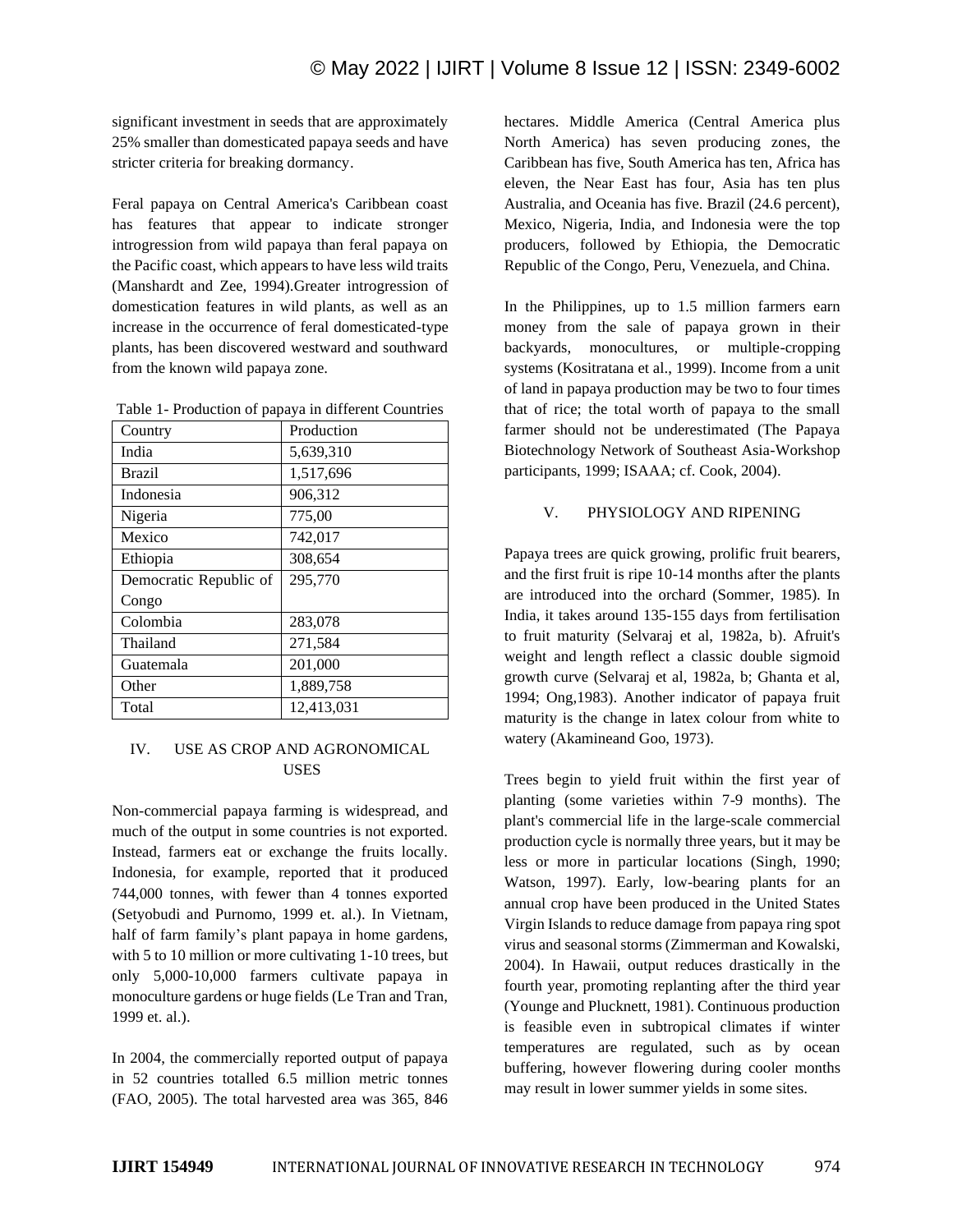significant investment in seeds that are approximately 25% smaller than domesticated papaya seeds and have stricter criteria for breaking dormancy.

Feral papaya on Central America's Caribbean coast has features that appear to indicate stronger introgression from wild papaya than feral papaya on the Pacific coast, which appears to have less wild traits (Manshardt and Zee, 1994).Greater introgression of domestication features in wild plants, as well as an increase in the occurrence of feral domesticated-type plants, has been discovered westward and southward from the known wild papaya zone.

Table 1- Production of papaya in different Countries

| Country | Production |
|---|---|
| India | 5,639,310 |
| Brazil | 1,517,696 |
| Indonesia | 906,312 |
| Nigeria | 775,00 |
| Mexico | 742,017 |
| Ethiopia | 308,654 |
| Democratic Republic of Congo | 295,770 |
| Colombia | 283,078 |
| Thailand | 271,584 |
| Guatemala | 201,000 |
| Other | 1,889,758 |
| Total | 12,413,031 |

## IV. USE AS CROP AND AGRONOMICAL USES

Non-commercial papaya farming is widespread, and much of the output in some countries is not exported. Instead, farmers eat or exchange the fruits locally. Indonesia, for example, reported that it produced 744,000 tonnes, with fewer than 4 tonnes exported (Setyobudi and Purnomo, 1999 et. al.). In Vietnam, half of farm family's plant papaya in home gardens, with 5 to 10 million or more cultivating 1-10 trees, but only 5,000-10,000 farmers cultivate papaya in monoculture gardens or huge fields (Le Tran and Tran, 1999 et. al.).

In 2004, the commercially reported output of papaya in 52 countries totalled 6.5 million metric tonnes (FAO, 2005). The total harvested area was 365, 846 hectares. Middle America (Central America plus North America) has seven producing zones, the Caribbean has five, South America has ten, Africa has eleven, the Near East has four, Asia has ten plus Australia, and Oceania has five. Brazil (24.6 percent), Mexico, Nigeria, India, and Indonesia were the top producers, followed by Ethiopia, the Democratic Republic of the Congo, Peru, Venezuela, and China.

In the Philippines, up to 1.5 million farmers earn money from the sale of papaya grown in their backyards, monocultures, or multiple-cropping systems (Kositratana et al., 1999). Income from a unit of land in papaya production may be two to four times that of rice; the total worth of papaya to the small farmer should not be underestimated (The Papaya Biotechnology Network of Southeast Asia-Workshop participants, 1999; ISAAA; cf. Cook, 2004).

## V. PHYSIOLOGY AND RIPENING

Papaya trees are quick growing, prolific fruit bearers, and the first fruit is ripe 10-14 months after the plants are introduced into the orchard (Sommer, 1985). In India, it takes around 135-155 days from fertilisation to fruit maturity (Selvaraj et al, 1982a, b). Afruit's weight and length reflect a classic double sigmoid growth curve (Selvaraj et al, 1982a, b; Ghanta et al, 1994; Ong,1983). Another indicator of papaya fruit maturity is the change in latex colour from white to watery (Akamineand Goo, 1973).

Trees begin to yield fruit within the first year of planting (some varieties within 7-9 months). The plant's commercial life in the large-scale commercial production cycle is normally three years, but it may be less or more in particular locations (Singh, 1990; Watson, 1997). Early, low-bearing plants for an annual crop have been produced in the United States Virgin Islands to reduce damage from papaya ring spot virus and seasonal storms (Zimmerman and Kowalski, 2004). In Hawaii, output reduces drastically in the fourth year, promoting replanting after the third year (Younge and Plucknett, 1981). Continuous production is feasible even in subtropical climates if winter temperatures are regulated, such as by ocean buffering, however flowering during cooler months may result in lower summer yields in some sites.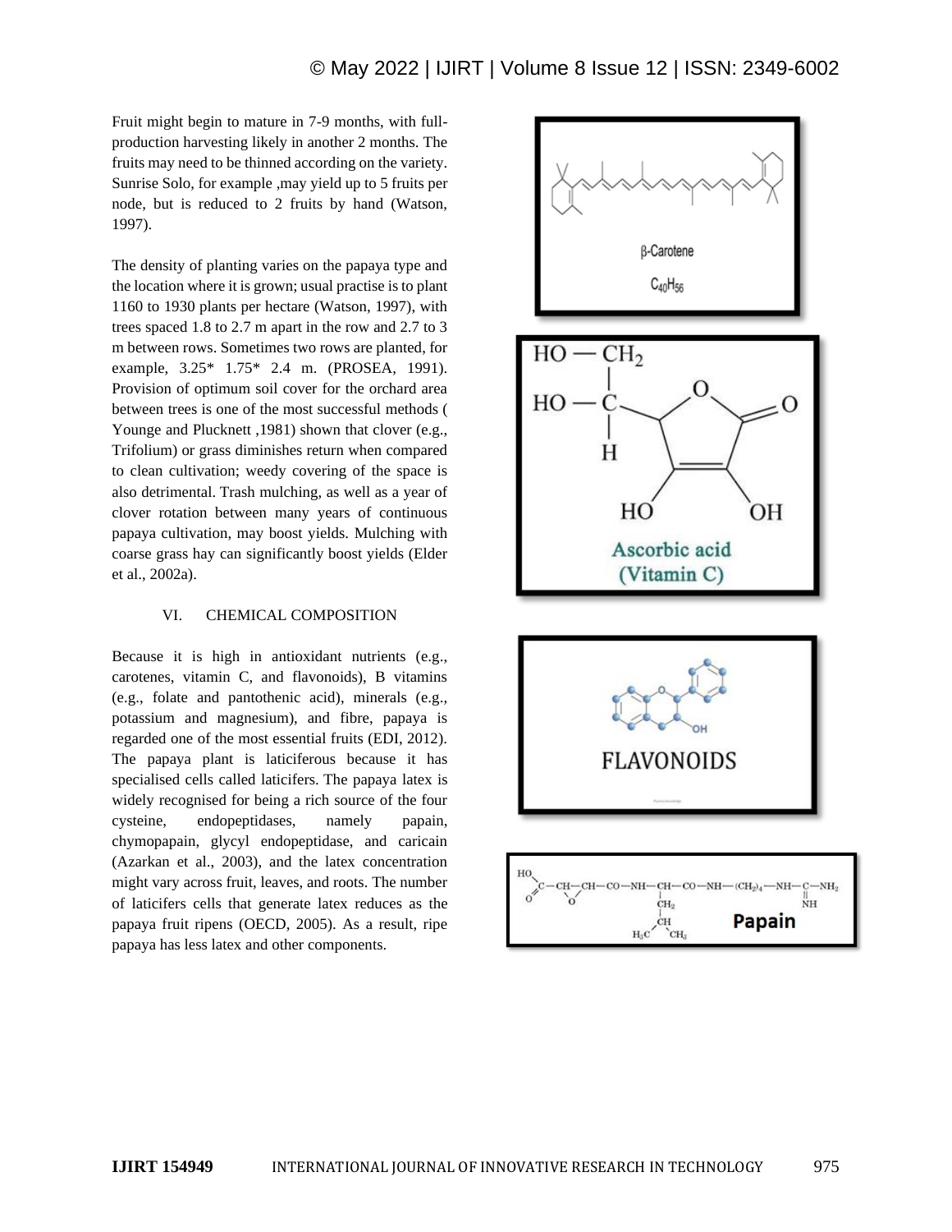Fruit might begin to mature in 7-9 months, with full-production harvesting likely in another 2 months. The fruits may need to be thinned according on the variety. Sunrise Solo, for example ,may yield up to 5 fruits per node, but is reduced to 2 fruits by hand (Watson, 1997).

The density of planting varies on the papaya type and the location where it is grown; usual practise is to plant 1160 to 1930 plants per hectare (Watson, 1997), with trees spaced 1.8 to 2.7 m apart in the row and 2.7 to 3 m between rows. Sometimes two rows are planted, for example, 3.25* 1.75* 2.4 m. (PROSEA, 1991). Provision of optimum soil cover for the orchard area between trees is one of the most successful methods ( Younge and Plucknett ,1981) shown that clover (e.g., Trifolium) or grass diminishes return when compared to clean cultivation; weedy covering of the space is also detrimental. Trash mulching, as well as a year of clover rotation between many years of continuous papaya cultivation, may boost yields. Mulching with coarse grass hay can significantly boost yields (Elder et al., 2002a).

## VI. CHEMICAL COMPOSITION

Because it is high in antioxidant nutrients (e.g., carotenes, vitamin C, and flavonoids), B vitamins (e.g., folate and pantothenic acid), minerals (e.g., potassium and magnesium), and fibre, papaya is regarded one of the most essential fruits (EDI, 2012). The papaya plant is laticiferous because it has specialised cells called laticifers. The papaya latex is widely recognised for being a rich source of the four cysteine, endopeptidases, namely papain, chymopapain, glycyl endopeptidase, and caricain (Azarkan et al., 2003), and the latex concentration might vary across fruit, leaves, and roots. The number of laticifers cells that generate latex reduces as the papaya fruit ripens (OECD, 2005). As a result, ripe papaya has less latex and other components.

β-Carotene

$C_{40}H_{56}$

Ascorbic acid (Vitamin C)

FLAVONOIDS

Papain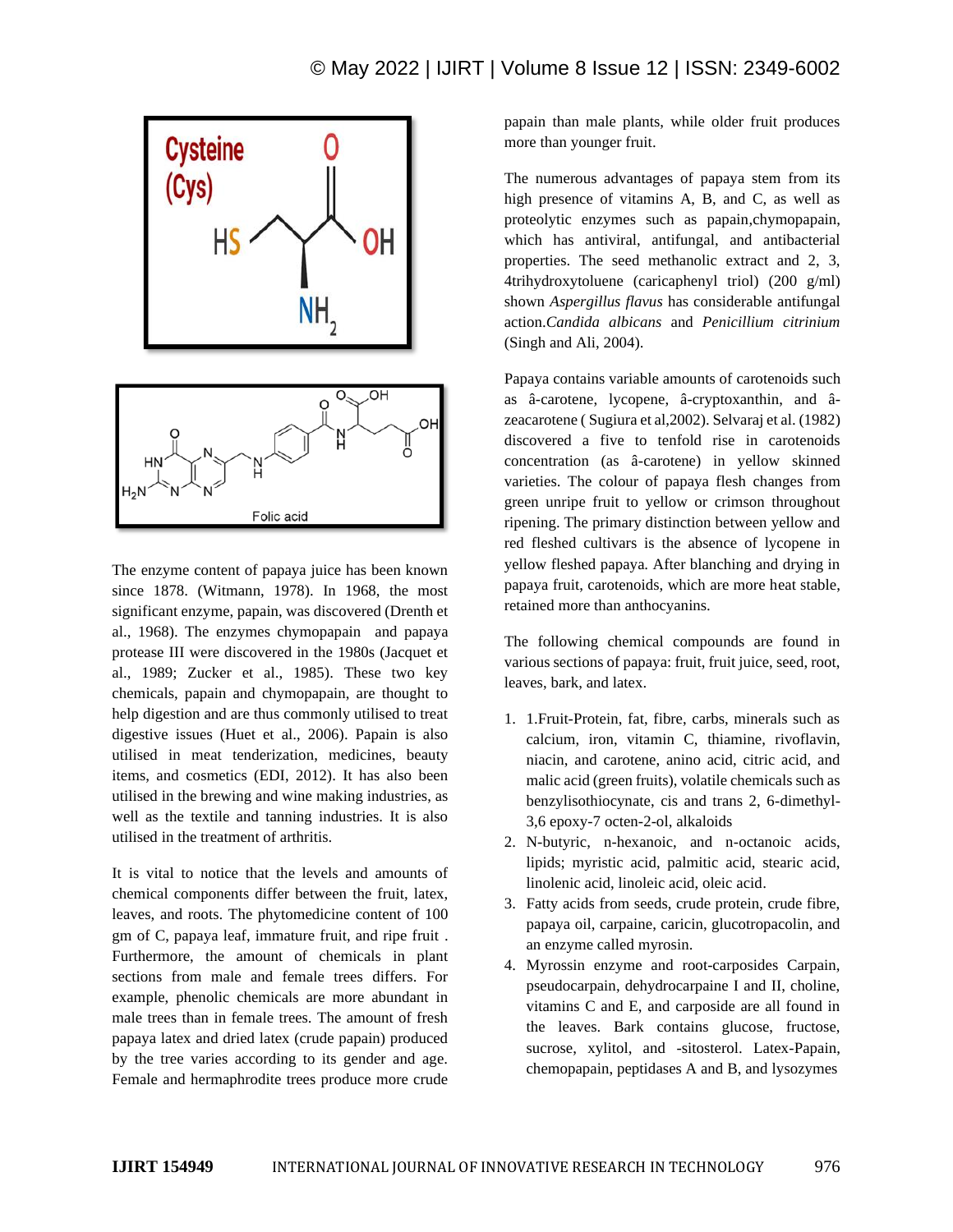The enzyme content of papaya juice has been known since 1878. (Witmann, 1978). In 1968, the most significant enzyme, papain, was discovered (Drenth et al., 1968). The enzymes chymopapain and papaya protease III were discovered in the 1980s (Jacquet et al., 1989; Zucker et al., 1985). These two key chemicals, papain and chymopapain, are thought to help digestion and are thus commonly utilised to treat digestive issues (Huet et al., 2006). Papain is also utilised in meat tenderization, medicines, beauty items, and cosmetics (EDI, 2012). It has also been utilised in the brewing and wine making industries, as well as the textile and tanning industries. It is also utilised in the treatment of arthritis.

It is vital to notice that the levels and amounts of chemical components differ between the fruit, latex, leaves, and roots. The phytomedicine content of 100 gm of C, papaya leaf, immature fruit, and ripe fruit . Furthermore, the amount of chemicals in plant sections from male and female trees differs. For example, phenolic chemicals are more abundant in male trees than in female trees. The amount of fresh papaya latex and dried latex (crude papain) produced by the tree varies according to its gender and age. Female and hermaphrodite trees produce more crude papain than male plants, while older fruit produces more than younger fruit.

The numerous advantages of papaya stem from its high presence of vitamins A, B, and C, as well as proteolytic enzymes such as papain,chymopapain, which has antiviral, antifungal, and antibacterial properties. The seed methanolic extract and 2, 3, 4trihydroxytoluene (caricaphenyl triol) (200 g/ml) shown *Aspergillus flavus* has considerable antifungal action.*Candida albicans* and *Penicillium citrinium* (Singh and Ali, 2004).

Papaya contains variable amounts of carotenoids such as â-carotene, lycopene, â-cryptoxanthin, and â-zeacarotene ( Sugiura et al,2002). Selvaraj et al. (1982) discovered a five to tenfold rise in carotenoids concentration (as â-carotene) in yellow skinned varieties. The colour of papaya flesh changes from green unripe fruit to yellow or crimson throughout ripening. The primary distinction between yellow and red fleshed cultivars is the absence of lycopene in yellow fleshed papaya. After blanching and drying in papaya fruit, carotenoids, which are more heat stable, retained more than anthocyanins.

The following chemical compounds are found in various sections of papaya: fruit, fruit juice, seed, root, leaves, bark, and latex.

1. 1.Fruit-Protein, fat, fibre, carbs, minerals such as calcium, iron, vitamin C, thiamine, rivoflavin, niacin, and carotene, anino acid, citric acid, and malic acid (green fruits), volatile chemicals such as benzylisothiocynate, cis and trans 2, 6-dimethyl-3,6 epoxy-7 octen-2-ol, alkaloids
2. N-butyric, n-hexanoic, and n-octanoic acids, lipids; myristic acid, palmitic acid, stearic acid, linolenic acid, linoleic acid, oleic acid.
3. Fatty acids from seeds, crude protein, crude fibre, papaya oil, carpaine, caricin, glucotropacolin, and an enzyme called myrosin.
4. Myrossin enzyme and root-carposides Carpain, pseudocarpain, dehydrocarpaine I and II, choline, vitamins C and E, and carposide are all found in the leaves. Bark contains glucose, fructose, sucrose, xylitol, and -sitosterol. Latex-Papain, chemopapain, peptidases A and B, and lysozymes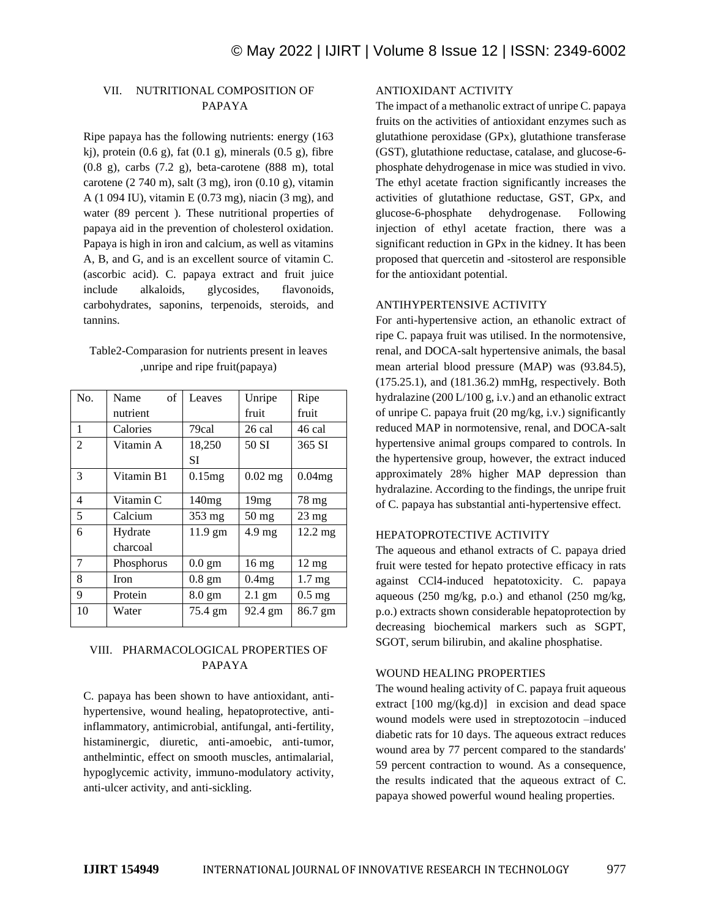## VII. NUTRITIONAL COMPOSITION OF PAPAYA

Ripe papaya has the following nutrients: energy (163 kj), protein (0.6 g), fat (0.1 g), minerals (0.5 g), fibre (0.8 g), carbs (7.2 g), beta-carotene (888 m), total carotene (2 740 m), salt (3 mg), iron (0.10 g), vitamin A (1 094 IU), vitamin E (0.73 mg), niacin (3 mg), and water (89 percent ). These nutritional properties of papaya aid in the prevention of cholesterol oxidation. Papaya is high in iron and calcium, as well as vitamins A, B, and G, and is an excellent source of vitamin C. (ascorbic acid). C. papaya extract and fruit juice include alkaloids, glycosides, flavonoids, carbohydrates, saponins, terpenoids, steroids, and tannins.

Table2-Comparasion for nutrients present in leaves ,unripe and ripe fruit(papaya)

| No. | Name of nutrient | Leaves | Unripe fruit | Ripe fruit |
|---|---|---|---|---|
| 1 | Calories | 79cal | 26 cal | 46 cal |
| 2 | Vitamin A | 18,250 SI | 50 SI | 365 SI |
| 3 | Vitamin B1 | 0.15mg | 0.02 mg | 0.04mg |
| 4 | Vitamin C | 140mg | 19mg | 78 mg |
| 5 | Calcium | 353 mg | 50 mg | 23 mg |
| 6 | Hydrate charcoal | 11.9 gm | 4.9 mg | 12.2 mg |
| 7 | Phosphorus | 0.0 gm | 16 mg | 12 mg |
| 8 | Iron | 0.8 gm | 0.4mg | 1.7 mg |
| 9 | Protein | 8.0 gm | 2.1 gm | 0.5 mg |
| 10 | Water | 75.4 gm | 92.4 gm | 86.7 gm |

## VIII. PHARMACOLOGICAL PROPERTIES OF PAPAYA

C. papaya has been shown to have antioxidant, anti-hypertensive, wound healing, hepatoprotective, anti-inflammatory, antimicrobial, antifungal, anti-fertility, histaminergic, diuretic, anti-amoebic, anti-tumor, anthelmintic, effect on smooth muscles, antimalarial, hypoglycemic activity, immuno-modulatory activity, anti-ulcer activity, and anti-sickling.

### ANTIOXIDANT ACTIVITY

The impact of a methanolic extract of unripe C. papaya fruits on the activities of antioxidant enzymes such as glutathione peroxidase (GPx), glutathione transferase (GST), glutathione reductase, catalase, and glucose-6-phosphate dehydrogenase in mice was studied in vivo. The ethyl acetate fraction significantly increases the activities of glutathione reductase, GST, GPx, and glucose-6-phosphate dehydrogenase. Following injection of ethyl acetate fraction, there was a significant reduction in GPx in the kidney. It has been proposed that quercetin and -sitosterol are responsible for the antioxidant potential.

### ANTIHYPERTENSIVE ACTIVITY

For anti-hypertensive action, an ethanolic extract of ripe C. papaya fruit was utilised. In the normotensive, renal, and DOCA-salt hypertensive animals, the basal mean arterial blood pressure (MAP) was (93.84.5), (175.25.1), and (181.36.2) mmHg, respectively. Both hydralazine (200 L/100 g, i.v.) and an ethanolic extract of unripe C. papaya fruit (20 mg/kg, i.v.) significantly reduced MAP in normotensive, renal, and DOCA-salt hypertensive animal groups compared to controls. In the hypertensive group, however, the extract induced approximately 28% higher MAP depression than hydralazine. According to the findings, the unripe fruit of C. papaya has substantial anti-hypertensive effect.

### HEPATOPROTECTIVE ACTIVITY

The aqueous and ethanol extracts of C. papaya dried fruit were tested for hepato protective efficacy in rats against $CCl_4$-induced hepatotoxicity. C. papaya aqueous (250 mg/kg, p.o.) and ethanol (250 mg/kg, p.o.) extracts shown considerable hepatoprotection by decreasing biochemical markers such as SGPT, SGOT, serum bilirubin, and akaline phosphatise.

### WOUND HEALING PROPERTIES

The wound healing activity of C. papaya fruit aqueous extract [100 mg/(kg.d)] in excision and dead space wound models were used in streptozotocin –induced diabetic rats for 10 days. The aqueous extract reduces wound area by 77 percent compared to the standards' 59 percent contraction to wound. As a consequence, the results indicated that the aqueous extract of C. papaya showed powerful wound healing properties.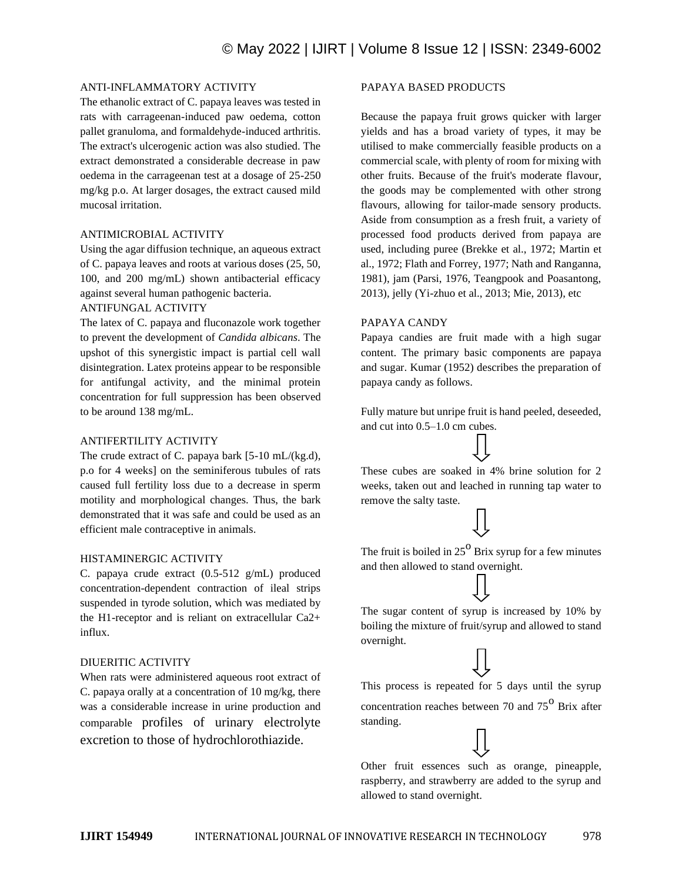## ANTI-INFLAMMATORY ACTIVITY

The ethanolic extract of C. papaya leaves was tested in rats with carrageenan-induced paw oedema, cotton pallet granuloma, and formaldehyde-induced arthritis. The extract's ulcerogenic action was also studied. The extract demonstrated a considerable decrease in paw oedema in the carrageenan test at a dosage of 25-250 mg/kg p.o. At larger dosages, the extract caused mild mucosal irritation.

## ANTIMICROBIAL ACTIVITY

Using the agar diffusion technique, an aqueous extract of C. papaya leaves and roots at various doses (25, 50, 100, and 200 mg/mL) shown antibacterial efficacy against several human pathogenic bacteria.

## ANTIFUNGAL ACTIVITY

The latex of C. papaya and fluconazole work together to prevent the development of *Candida albicans*. The upshot of this synergistic impact is partial cell wall disintegration. Latex proteins appear to be responsible for antifungal activity, and the minimal protein concentration for full suppression has been observed to be around 138 mg/mL.

## ANTIFERTILITY ACTIVITY

The crude extract of C. papaya bark [5-10 mL/(kg.d), p.o for 4 weeks] on the seminiferous tubules of rats caused full fertility loss due to a decrease in sperm motility and morphological changes. Thus, the bark demonstrated that it was safe and could be used as an efficient male contraceptive in animals.

## HISTAMINERGIC ACTIVITY

C. papaya crude extract (0.5-512 g/mL) produced concentration-dependent contraction of ileal strips suspended in tyrode solution, which was mediated by the H1-receptor and is reliant on extracellular $Ca^{2+}$ influx.

## DIUERITIC ACTIVITY

When rats were administered aqueous root extract of C. papaya orally at a concentration of 10 mg/kg, there was a considerable increase in urine production and comparable profiles of urinary electrolyte excretion to those of hydrochlorothiazide.

## PAPAYA BASED PRODUCTS

Because the papaya fruit grows quicker with larger yields and has a broad variety of types, it may be utilised to make commercially feasible products on a commercial scale, with plenty of room for mixing with other fruits. Because of the fruit's moderate flavour, the goods may be complemented with other strong flavours, allowing for tailor-made sensory products. Aside from consumption as a fresh fruit, a variety of processed food products derived from papaya are used, including puree (Brekke et al., 1972; Martin et al., 1972; Flath and Forrey, 1977; Nath and Ranganna, 1981), jam (Parsi, 1976, Teangpook and Poasantong, 2013), jelly (Yi-zhuo et al., 2013; Mie, 2013), etc

## PAPAYA CANDY

Papaya candies are fruit made with a high sugar content. The primary basic components are papaya and sugar. Kumar (1952) describes the preparation of papaya candy as follows.

Fully mature but unripe fruit is hand peeled, deseeded, and cut into 0.5–1.0 cm cubes.

⇓

These cubes are soaked in 4% brine solution for 2 weeks, taken out and leached in running tap water to remove the salty taste.

⇓

The fruit is boiled in 25$^{o}$ Brix syrup for a few minutes and then allowed to stand overnight.

⇓

The sugar content of syrup is increased by 10% by boiling the mixture of fruit/syrup and allowed to stand overnight.

⇓

This process is repeated for 5 days until the syrup concentration reaches between 70 and 75$^{o}$ Brix after standing.

⇓

Other fruit essences such as orange, pineapple, raspberry, and strawberry are added to the syrup and allowed to stand overnight.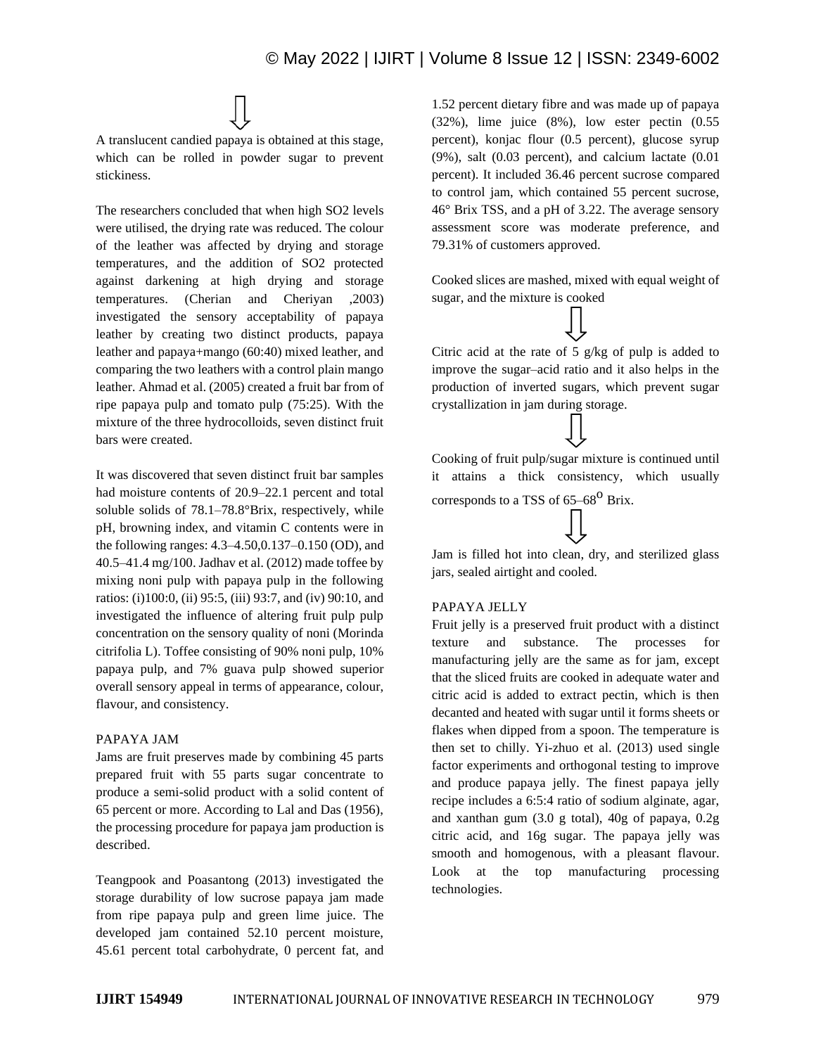⇩

A translucent candied papaya is obtained at this stage, which can be rolled in powder sugar to prevent stickiness.

The researchers concluded that when high $SO_2$ levels were utilised, the drying rate was reduced. The colour of the leather was affected by drying and storage temperatures, and the addition of $SO_2$ protected against darkening at high drying and storage temperatures. (Cherian and Cheriyan ,2003) investigated the sensory acceptability of papaya leather by creating two distinct products, papaya leather and papaya+mango (60:40) mixed leather, and comparing the two leathers with a control plain mango leather. Ahmad et al. (2005) created a fruit bar from of ripe papaya pulp and tomato pulp (75:25). With the mixture of the three hydrocolloids, seven distinct fruit bars were created.

It was discovered that seven distinct fruit bar samples had moisture contents of 20.9–22.1 percent and total soluble solids of 78.1–78.8°Brix, respectively, while pH, browning index, and vitamin C contents were in the following ranges: 4.3–4.50,0.137–0.150 (OD), and 40.5–41.4 mg/100. Jadhav et al. (2012) made toffee by mixing noni pulp with papaya pulp in the following ratios: (i)100:0, (ii) 95:5, (iii) 93:7, and (iv) 90:10, and investigated the influence of altering fruit pulp pulp concentration on the sensory quality of noni (Morinda citrifolia L). Toffee consisting of 90% noni pulp, 10% papaya pulp, and 7% guava pulp showed superior overall sensory appeal in terms of appearance, colour, flavour, and consistency.

## PAPAYA JAM

Jams are fruit preserves made by combining 45 parts prepared fruit with 55 parts sugar concentrate to produce a semi-solid product with a solid content of 65 percent or more. According to Lal and Das (1956), the processing procedure for papaya jam production is described.

Teangpook and Poasantong (2013) investigated the storage durability of low sucrose papaya jam made from ripe papaya pulp and green lime juice. The developed jam contained 52.10 percent moisture, 45.61 percent total carbohydrate, 0 percent fat, and 1.52 percent dietary fibre and was made up of papaya (32%), lime juice (8%), low ester pectin (0.55 percent), konjac flour (0.5 percent), glucose syrup (9%), salt (0.03 percent), and calcium lactate (0.01 percent). It included 36.46 percent sucrose compared to control jam, which contained 55 percent sucrose, 46° Brix TSS, and a pH of 3.22. The average sensory assessment score was moderate preference, and 79.31% of customers approved.

Cooked slices are mashed, mixed with equal weight of sugar, and the mixture is cooked

⇩

Citric acid at the rate of 5 g/kg of pulp is added to improve the sugar–acid ratio and it also helps in the production of inverted sugars, which prevent sugar crystallization in jam during storage.

⇩

Cooking of fruit pulp/sugar mixture is continued until it attains a thick consistency, which usually corresponds to a TSS of 65–68$^{o}$ Brix.

⇩

Jam is filled hot into clean, dry, and sterilized glass jars, sealed airtight and cooled.

## PAPAYA JELLY

Fruit jelly is a preserved fruit product with a distinct texture and substance. The processes for manufacturing jelly are the same as for jam, except that the sliced fruits are cooked in adequate water and citric acid is added to extract pectin, which is then decanted and heated with sugar until it forms sheets or flakes when dipped from a spoon. The temperature is then set to chilly. Yi-zhuo et al. (2013) used single factor experiments and orthogonal testing to improve and produce papaya jelly. The finest papaya jelly recipe includes a 6:5:4 ratio of sodium alginate, agar, and xanthan gum (3.0 g total), 40g of papaya, 0.2g citric acid, and 16g sugar. The papaya jelly was smooth and homogenous, with a pleasant flavour. Look at the top manufacturing processing technologies.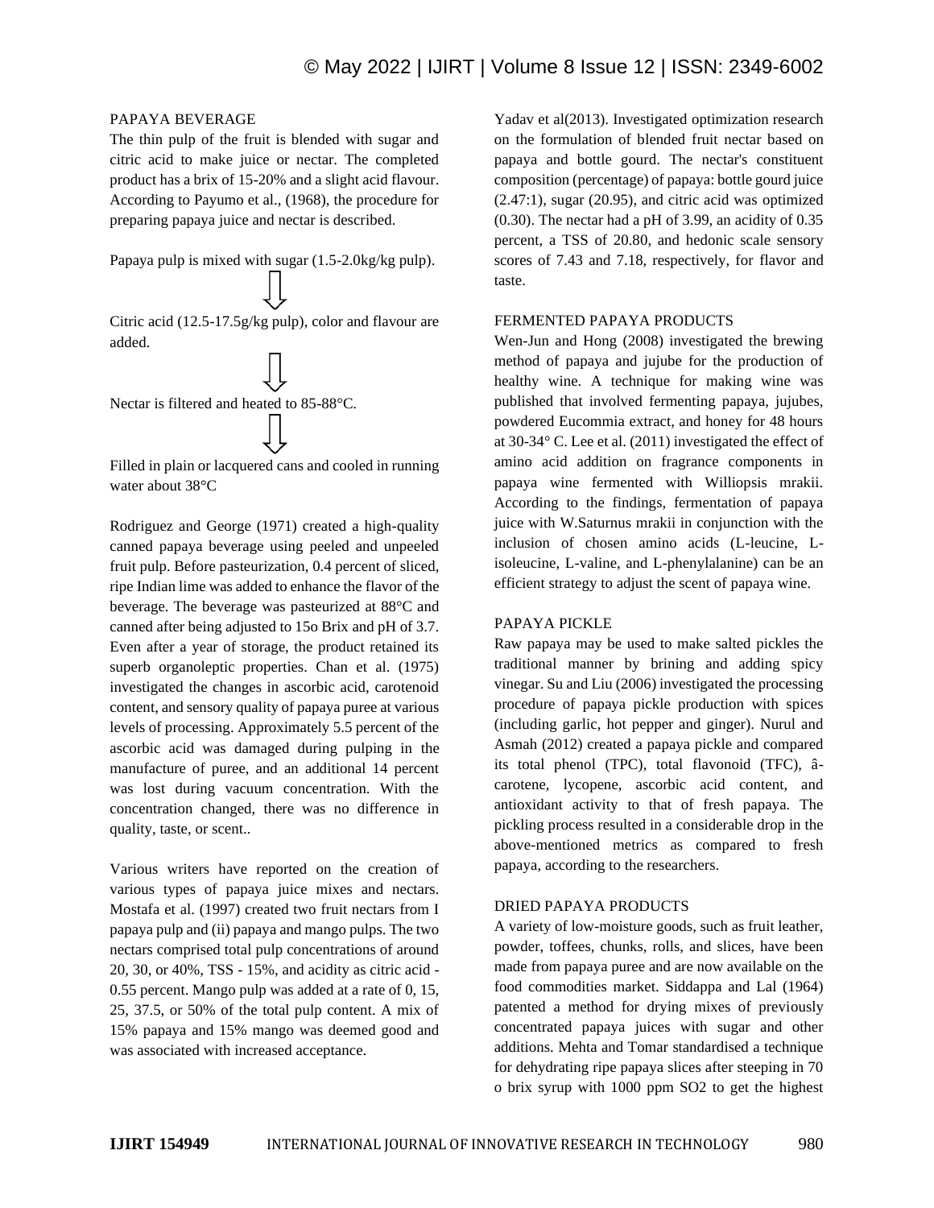## PAPAYA BEVERAGE

The thin pulp of the fruit is blended with sugar and citric acid to make juice or nectar. The completed product has a brix of 15-20% and a slight acid flavour. According to Payumo et al., (1968), the procedure for preparing papaya juice and nectar is described.

Papaya pulp is mixed with sugar (1.5-2.0kg/kg pulp).

⇓

Citric acid (12.5-17.5g/kg pulp), color and flavour are added.

⇓

Nectar is filtered and heated to 85-88°C.

⇓

Filled in plain or lacquered cans and cooled in running water about 38°C

Rodriguez and George (1971) created a high-quality canned papaya beverage using peeled and unpeeled fruit pulp. Before pasteurization, 0.4 percent of sliced, ripe Indian lime was added to enhance the flavor of the beverage. The beverage was pasteurized at 88°C and canned after being adjusted to 15o Brix and pH of 3.7. Even after a year of storage, the product retained its superb organoleptic properties. Chan et al. (1975) investigated the changes in ascorbic acid, carotenoid content, and sensory quality of papaya puree at various levels of processing. Approximately 5.5 percent of the ascorbic acid was damaged during pulping in the manufacture of puree, and an additional 14 percent was lost during vacuum concentration. With the concentration changed, there was no difference in quality, taste, or scent..

Various writers have reported on the creation of various types of papaya juice mixes and nectars. Mostafa et al. (1997) created two fruit nectars from I papaya pulp and (ii) papaya and mango pulps. The two nectars comprised total pulp concentrations of around 20, 30, or 40%, TSS - 15%, and acidity as citric acid - 0.55 percent. Mango pulp was added at a rate of 0, 15, 25, 37.5, or 50% of the total pulp content. A mix of 15% papaya and 15% mango was deemed good and was associated with increased acceptance.

Yadav et al(2013). Investigated optimization research on the formulation of blended fruit nectar based on papaya and bottle gourd. The nectar's constituent composition (percentage) of papaya: bottle gourd juice (2.47:1), sugar (20.95), and citric acid was optimized (0.30). The nectar had a pH of 3.99, an acidity of 0.35 percent, a TSS of 20.80, and hedonic scale sensory scores of 7.43 and 7.18, respectively, for flavor and taste.

## FERMENTED PAPAYA PRODUCTS

Wen-Jun and Hong (2008) investigated the brewing method of papaya and jujube for the production of healthy wine. A technique for making wine was published that involved fermenting papaya, jujubes, powdered Eucommia extract, and honey for 48 hours at 30-34° C. Lee et al. (2011) investigated the effect of amino acid addition on fragrance components in papaya wine fermented with Williopsis mrakii. According to the findings, fermentation of papaya juice with W.Saturnus mrakii in conjunction with the inclusion of chosen amino acids (L-leucine, L-isoleucine, L-valine, and L-phenylalanine) can be an efficient strategy to adjust the scent of papaya wine.

## PAPAYA PICKLE

Raw papaya may be used to make salted pickles the traditional manner by brining and adding spicy vinegar. Su and Liu (2006) investigated the processing procedure of papaya pickle production with spices (including garlic, hot pepper and ginger). Nurul and Asmah (2012) created a papaya pickle and compared its total phenol (TPC), total flavonoid (TFC), â-carotene, lycopene, ascorbic acid content, and antioxidant activity to that of fresh papaya. The pickling process resulted in a considerable drop in the above-mentioned metrics as compared to fresh papaya, according to the researchers.

## DRIED PAPAYA PRODUCTS

A variety of low-moisture goods, such as fruit leather, powder, toffees, chunks, rolls, and slices, have been made from papaya puree and are now available on the food commodities market. Siddappa and Lal (1964) patented a method for drying mixes of previously concentrated papaya juices with sugar and other additions. Mehta and Tomar standardised a technique for dehydrating ripe papaya slices after steeping in 70 o brix syrup with 1000 ppm $SO_2$ to get the highest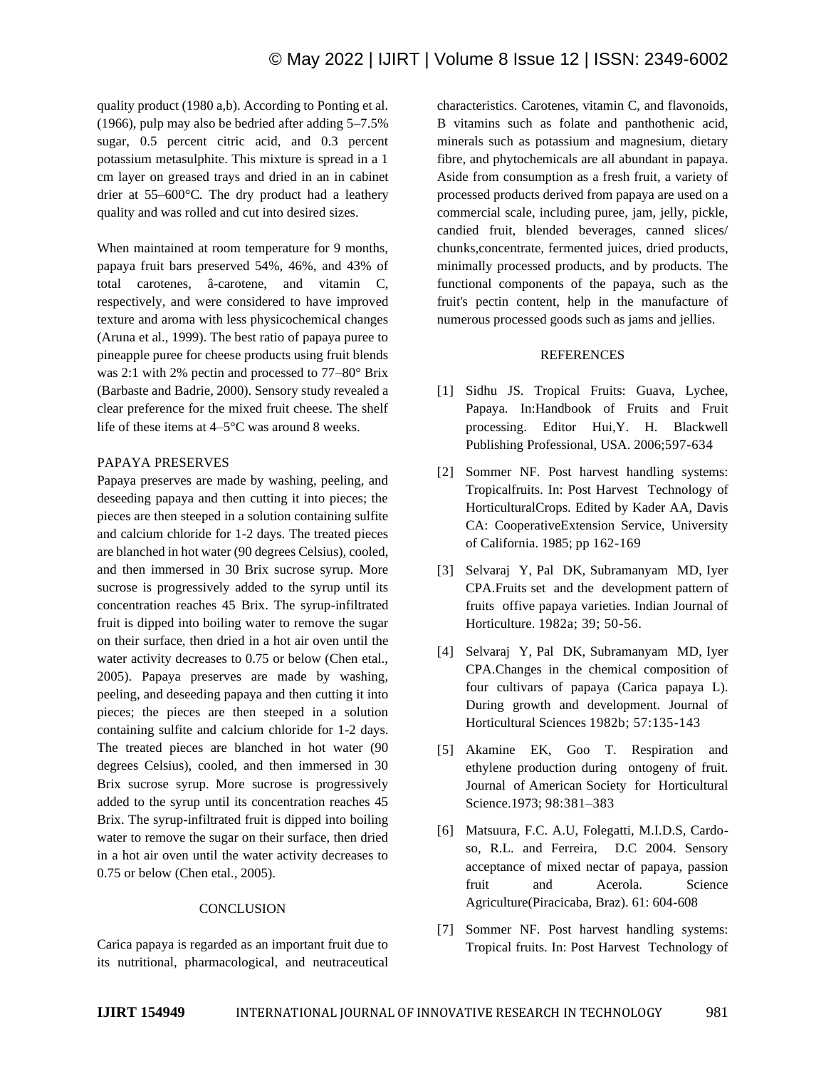quality product (1980 a,b). According to Ponting et al. (1966), pulp may also be bedried after adding 5–7.5% sugar, 0.5 percent citric acid, and 0.3 percent potassium metasulphite. This mixture is spread in a 1 cm layer on greased trays and dried in an in cabinet drier at 55–600°C. The dry product had a leathery quality and was rolled and cut into desired sizes.

When maintained at room temperature for 9 months, papaya fruit bars preserved 54%, 46%, and 43% of total carotenes, â-carotene, and vitamin C, respectively, and were considered to have improved texture and aroma with less physicochemical changes (Aruna et al., 1999). The best ratio of papaya puree to pineapple puree for cheese products using fruit blends was 2:1 with 2% pectin and processed to 77–80° Brix (Barbaste and Badrie, 2000). Sensory study revealed a clear preference for the mixed fruit cheese. The shelf life of these items at 4–5°C was around 8 weeks.

## PAPAYA PRESERVES

Papaya preserves are made by washing, peeling, and deseeding papaya and then cutting it into pieces; the pieces are then steeped in a solution containing sulfite and calcium chloride for 1-2 days. The treated pieces are blanched in hot water (90 degrees Celsius), cooled, and then immersed in 30 Brix sucrose syrup. More sucrose is progressively added to the syrup until its concentration reaches 45 Brix. The syrup-infiltrated fruit is dipped into boiling water to remove the sugar on their surface, then dried in a hot air oven until the water activity decreases to 0.75 or below (Chen etal., 2005). Papaya preserves are made by washing, peeling, and deseeding papaya and then cutting it into pieces; the pieces are then steeped in a solution containing sulfite and calcium chloride for 1-2 days. The treated pieces are blanched in hot water (90 degrees Celsius), cooled, and then immersed in 30 Brix sucrose syrup. More sucrose is progressively added to the syrup until its concentration reaches 45 Brix. The syrup-infiltrated fruit is dipped into boiling water to remove the sugar on their surface, then dried in a hot air oven until the water activity decreases to 0.75 or below (Chen etal., 2005).

## CONCLUSION

Carica papaya is regarded as an important fruit due to its nutritional, pharmacological, and neutraceutical characteristics. Carotenes, vitamin C, and flavonoids, B vitamins such as folate and panthothenic acid, minerals such as potassium and magnesium, dietary fibre, and phytochemicals are all abundant in papaya. Aside from consumption as a fresh fruit, a variety of processed products derived from papaya are used on a commercial scale, including puree, jam, jelly, pickle, candied fruit, blended beverages, canned slices/ chunks,concentrate, fermented juices, dried products, minimally processed products, and by products. The functional components of the papaya, such as the fruit's pectin content, help in the manufacture of numerous processed goods such as jams and jellies.

## REFERENCES

[1] Sidhu JS. Tropical Fruits: Guava, Lychee, Papaya. In:Handbook of Fruits and Fruit processing. Editor Hui,Y. H. Blackwell Publishing Professional, USA. 2006;597-634

[2] Sommer NF. Post harvest handling systems: Tropicalfruits. In: Post Harvest Technology of HorticulturalCrops. Edited by Kader AA, Davis CA: CooperativeExtension Service, University of California. 1985; pp 162-169

[3] Selvaraj Y, Pal DK, Subramanyam MD, Iyer CPA.Fruits set and the development pattern of fruits offive papaya varieties. Indian Journal of Horticulture. 1982a; 39; 50-56.

[4] Selvaraj Y, Pal DK, Subramanyam MD, Iyer CPA.Changes in the chemical composition of four cultivars of papaya (Carica papaya L). During growth and development. Journal of Horticultural Sciences 1982b; 57:135-143

[5] Akamine EK, Goo T. Respiration and ethylene production during ontogeny of fruit. Journal of American Society for Horticultural Science.1973; 98:381–383

[6] Matsuura, F.C. A.U, Folegatti, M.I.D.S, Cardo-so, R.L. and Ferreira, D.C 2004. Sensory acceptance of mixed nectar of papaya, passion fruit and Acerola. Science Agriculture(Piracicaba, Braz). 61: 604-608

[7] Sommer NF. Post harvest handling systems: Tropical fruits. In: Post Harvest Technology of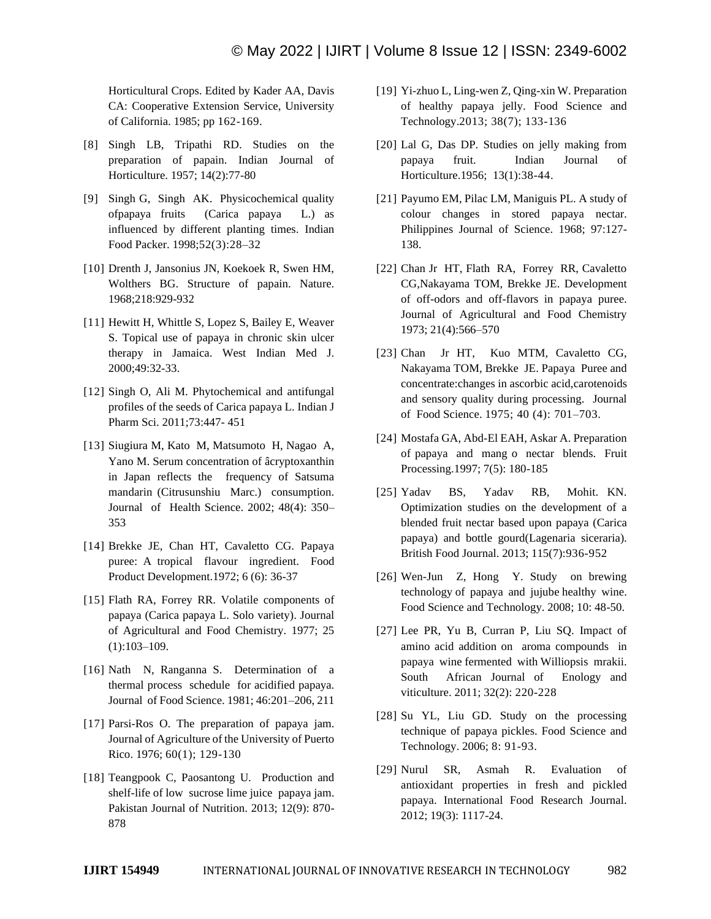Horticultural Crops. Edited by Kader AA, Davis CA: Cooperative Extension Service, University of California. 1985; pp 162-169.

[8] Singh LB, Tripathi RD. Studies on the preparation of papain. Indian Journal of Horticulture. 1957; 14(2):77-80

[9] Singh G, Singh AK. Physicochemical quality ofpapaya fruits (Carica papaya L.) as influenced by different planting times. Indian Food Packer. 1998;52(3):28–32

[10] Drenth J, Jansonius JN, Koekoek R, Swen HM, Wolthers BG. Structure of papain. Nature. 1968;218:929-932

[11] Hewitt H, Whittle S, Lopez S, Bailey E, Weaver S. Topical use of papaya in chronic skin ulcer therapy in Jamaica. West Indian Med J. 2000;49:32-33.

[12] Singh O, Ali M. Phytochemical and antifungal profiles of the seeds of Carica papaya L. Indian J Pharm Sci. 2011;73:447- 451

[13] Siugiura M, Kato M, Matsumoto H, Nagao A, Yano M. Serum concentration of âcryptoxanthin in Japan reflects the frequency of Satsuma mandarin (Citrusunshiu Marc.) consumption. Journal of Health Science. 2002; 48(4): 350–353

[14] Brekke JE, Chan HT, Cavaletto CG. Papaya puree: A tropical flavour ingredient. Food Product Development.1972; 6 (6): 36-37

[15] Flath RA, Forrey RR. Volatile components of papaya (Carica papaya L. Solo variety). Journal of Agricultural and Food Chemistry. 1977; 25 (1):103–109.

[16] Nath N, Ranganna S. Determination of a thermal process schedule for acidified papaya. Journal of Food Science. 1981; 46:201–206, 211

[17] Parsi-Ros O. The preparation of papaya jam. Journal of Agriculture of the University of Puerto Rico. 1976; 60(1); 129-130

[18] Teangpook C, Paosantong U. Production and shelf-life of low sucrose lime juice papaya jam. Pakistan Journal of Nutrition. 2013; 12(9): 870-878

[19] Yi-zhuo L, Ling-wen Z, Qing-xin W. Preparation of healthy papaya jelly. Food Science and Technology.2013; 38(7); 133-136

[20] Lal G, Das DP. Studies on jelly making from papaya fruit. Indian Journal of Horticulture.1956; 13(1):38-44.

[21] Payumo EM, Pilac LM, Maniguis PL. A study of colour changes in stored papaya nectar. Philippines Journal of Science. 1968; 97:127-138.

[22] Chan Jr HT, Flath RA, Forrey RR, Cavaletto CG,Nakayama TOM, Brekke JE. Development of off-odors and off-flavors in papaya puree. Journal of Agricultural and Food Chemistry 1973; 21(4):566–570

[23] Chan Jr HT, Kuo MTM, Cavaletto CG, Nakayama TOM, Brekke JE. Papaya Puree and concentrate:changes in ascorbic acid,carotenoids and sensory quality during processing. Journal of Food Science. 1975; 40 (4): 701–703.

[24] Mostafa GA, Abd-El EAH, Askar A. Preparation of papaya and mang o nectar blends. Fruit Processing.1997; 7(5): 180-185

[25] Yadav BS, Yadav RB, Mohit. KN. Optimization studies on the development of a blended fruit nectar based upon papaya (Carica papaya) and bottle gourd(Lagenaria siceraria). British Food Journal. 2013; 115(7):936-952

[26] Wen-Jun Z, Hong Y. Study on brewing technology of papaya and jujube healthy wine. Food Science and Technology. 2008; 10: 48-50.

[27] Lee PR, Yu B, Curran P, Liu SQ. Impact of amino acid addition on aroma compounds in papaya wine fermented with Williopsis mrakii. South African Journal of Enology and viticulture. 2011; 32(2): 220-228

[28] Su YL, Liu GD. Study on the processing technique of papaya pickles. Food Science and Technology. 2006; 8: 91-93.

[29] Nurul SR, Asmah R. Evaluation of antioxidant properties in fresh and pickled papaya. International Food Research Journal. 2012; 19(3): 1117-24.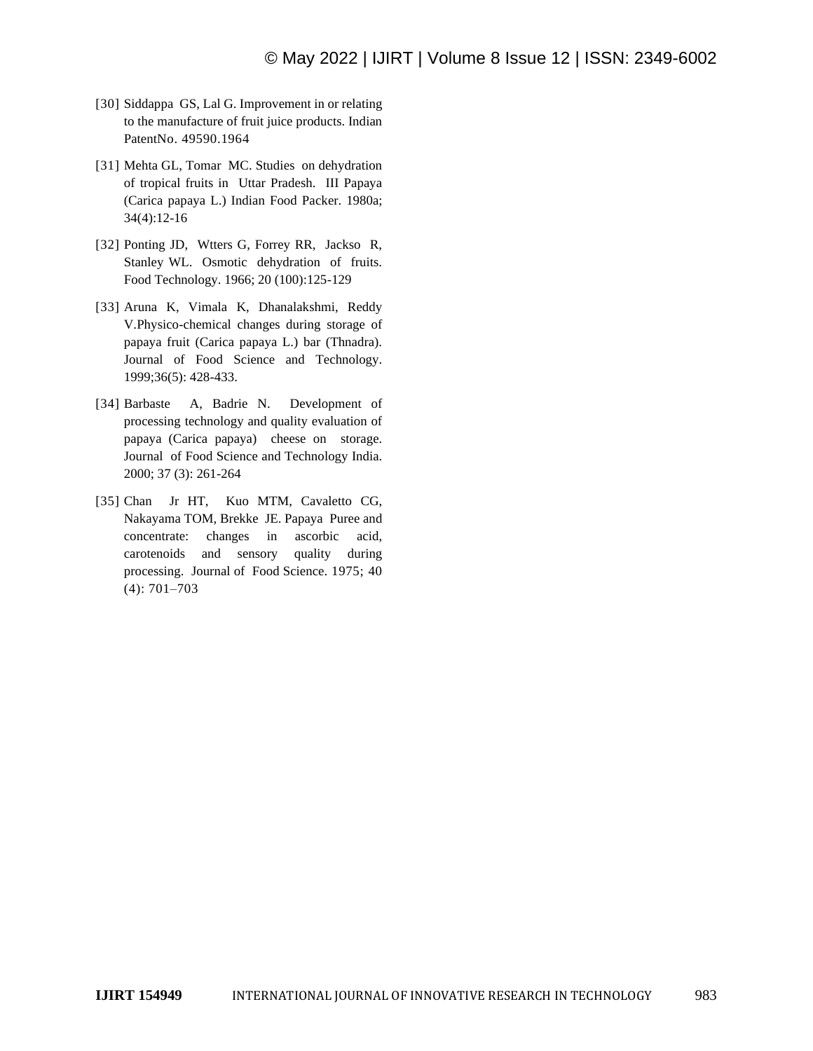[30] Siddappa GS, Lal G. Improvement in or relating to the manufacture of fruit juice products. Indian PatentNo. 49590.1964

[31] Mehta GL, Tomar MC. Studies on dehydration of tropical fruits in Uttar Pradesh. III Papaya (Carica papaya L.) Indian Food Packer. 1980a; 34(4):12-16

[32] Ponting JD, Wtters G, Forrey RR, Jackso R, Stanley WL. Osmotic dehydration of fruits. Food Technology. 1966; 20 (100):125-129

[33] Aruna K, Vimala K, Dhanalakshmi, Reddy V.Physico-chemical changes during storage of papaya fruit (Carica papaya L.) bar (Thnadra). Journal of Food Science and Technology. 1999;36(5): 428-433.

[34] Barbaste A, Badrie N. Development of processing technology and quality evaluation of papaya (Carica papaya) cheese on storage. Journal of Food Science and Technology India. 2000; 37 (3): 261-264

[35] Chan Jr HT, Kuo MTM, Cavaletto CG, Nakayama TOM, Brekke JE. Papaya Puree and concentrate: changes in ascorbic acid, carotenoids and sensory quality during processing. Journal of Food Science. 1975; 40 (4): 701–703